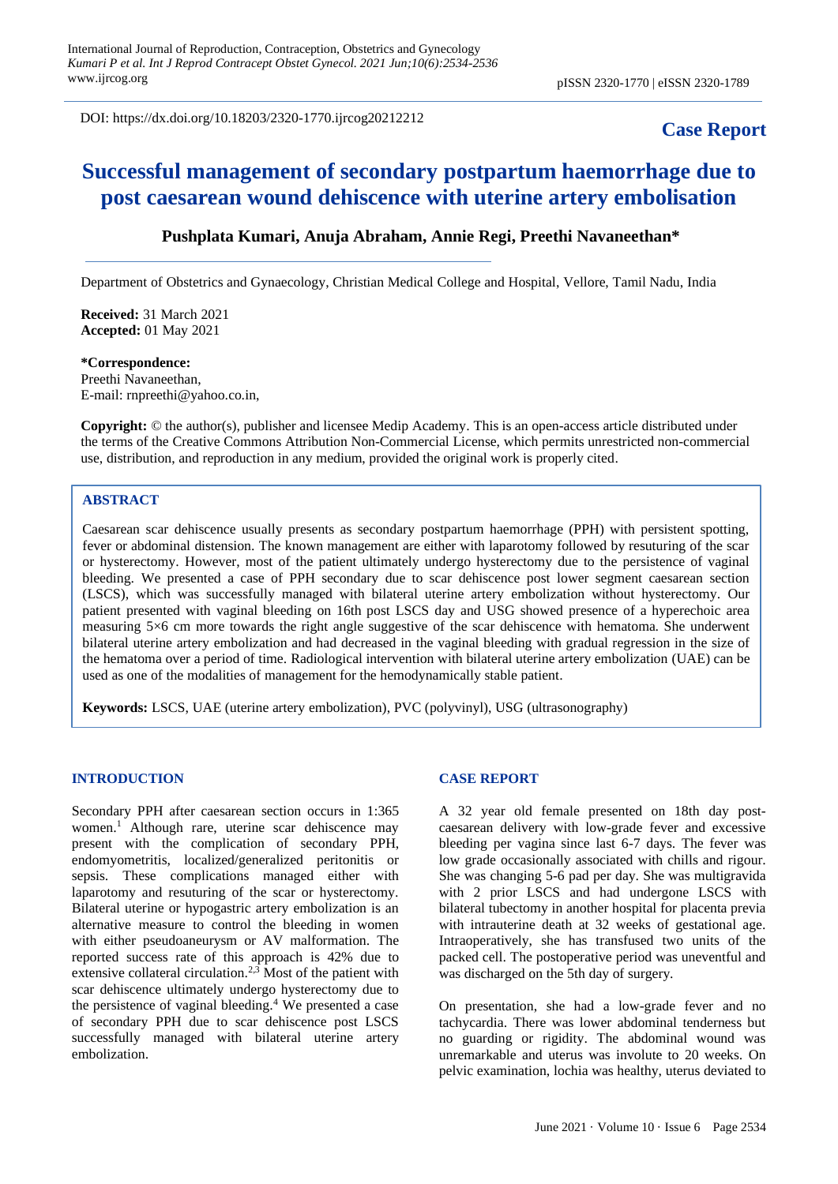DOI: https://dx.doi.org/10.18203/2320-1770.ijrcog20212212

**Case Report**

# Successful management of secondary postpartum haemorrhage due to post caesarean wound dehiscence with uterine artery embolisation

**Pushplata Kumari, Anuja Abraham, Annie Regi, Preethi Navaneethan***

Department of Obstetrics and Gynaecology, Christian Medical College and Hospital, Vellore, Tamil Nadu, India

**Received:** 31 March 2021
**Accepted:** 01 May 2021

***Correspondence:**
Preethi Navaneethan,
E-mail: rnpreethi@yahoo.co.in,

**Copyright:** © the author(s), publisher and licensee Medip Academy. This is an open-access article distributed under the terms of the Creative Commons Attribution Non-Commercial License, which permits unrestricted non-commercial use, distribution, and reproduction in any medium, provided the original work is properly cited.

## ABSTRACT

Caesarean scar dehiscence usually presents as secondary postpartum haemorrhage (PPH) with persistent spotting, fever or abdominal distension. The known management are either with laparotomy followed by resuturing of the scar or hysterectomy. However, most of the patient ultimately undergo hysterectomy due to the persistence of vaginal bleeding. We presented a case of PPH secondary due to scar dehiscence post lower segment caesarean section (LSCS), which was successfully managed with bilateral uterine artery embolization without hysterectomy. Our patient presented with vaginal bleeding on 16th post LSCS day and USG showed presence of a hyperechoic area measuring 5×6 cm more towards the right angle suggestive of the scar dehiscence with hematoma. She underwent bilateral uterine artery embolization and had decreased in the vaginal bleeding with gradual regression in the size of the hematoma over a period of time. Radiological intervention with bilateral uterine artery embolization (UAE) can be used as one of the modalities of management for the hemodynamically stable patient.

**Keywords:** LSCS, UAE (uterine artery embolization), PVC (polyvinyl), USG (ultrasonography)

## INTRODUCTION

Secondary PPH after caesarean section occurs in 1:365 women.[1] Although rare, uterine scar dehiscence may present with the complication of secondary PPH, endomyometritis, localized/generalized peritonitis or sepsis. These complications managed either with laparotomy and resuturing of the scar or hysterectomy. Bilateral uterine or hypogastric artery embolization is an alternative measure to control the bleeding in women with either pseudoaneurysm or AV malformation. The reported success rate of this approach is 42% due to extensive collateral circulation.[2,3] Most of the patient with scar dehiscence ultimately undergo hysterectomy due to the persistence of vaginal bleeding.[4] We presented a case of secondary PPH due to scar dehiscence post LSCS successfully managed with bilateral uterine artery embolization.

## CASE REPORT

A 32 year old female presented on 18th day post-caesarean delivery with low-grade fever and excessive bleeding per vagina since last 6-7 days. The fever was low grade occasionally associated with chills and rigour. She was changing 5-6 pad per day. She was multigravida with 2 prior LSCS and had undergone LSCS with bilateral tubectomy in another hospital for placenta previa with intrauterine death at 32 weeks of gestational age. Intraoperatively, she has transfused two units of the packed cell. The postoperative period was uneventful and was discharged on the 5th day of surgery.

On presentation, she had a low-grade fever and no tachycardia. There was lower abdominal tenderness but no guarding or rigidity. The abdominal wound was unremarkable and uterus was involute to 20 weeks. On pelvic examination, lochia was healthy, uterus deviated to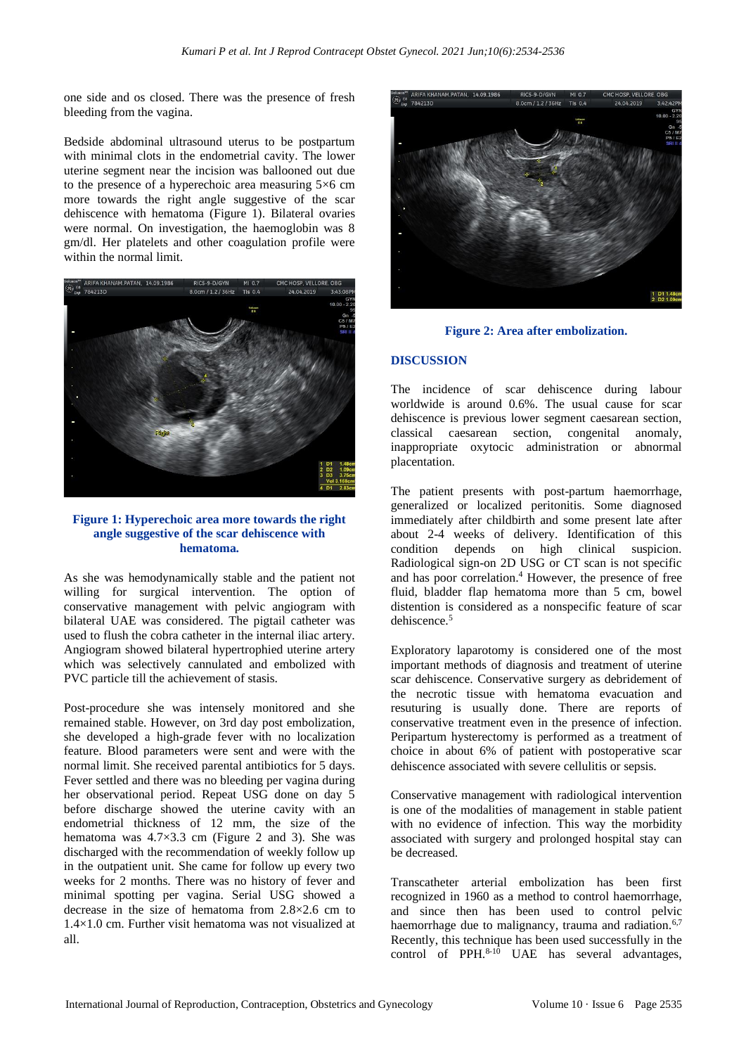one side and os closed. There was the presence of fresh bleeding from the vagina.

Bedside abdominal ultrasound uterus to be postpartum with minimal clots in the endometrial cavity. The lower uterine segment near the incision was ballooned out due to the presence of a hyperechoic area measuring 5×6 cm more towards the right angle suggestive of the scar dehiscence with hematoma (Figure 1). Bilateral ovaries were normal. On investigation, the haemoglobin was 8 gm/dl. Her platelets and other coagulation profile were within the normal limit.

**Figure 1: Hyperechoic area more towards the right angle suggestive of the scar dehiscence with hematoma.**

As she was hemodynamically stable and the patient not willing for surgical intervention. The option of conservative management with pelvic angiogram with bilateral UAE was considered. The pigtail catheter was used to flush the cobra catheter in the internal iliac artery. Angiogram showed bilateral hypertrophied uterine artery which was selectively cannulated and embolized with PVC particle till the achievement of stasis.

Post-procedure she was intensely monitored and she remained stable. However, on 3rd day post embolization, she developed a high-grade fever with no localization feature. Blood parameters were sent and were with the normal limit. She received parental antibiotics for 5 days. Fever settled and there was no bleeding per vagina during her observational period. Repeat USG done on day 5 before discharge showed the uterine cavity with an endometrial thickness of 12 mm, the size of the hematoma was 4.7×3.3 cm (Figure 2 and 3). She was discharged with the recommendation of weekly follow up in the outpatient unit. She came for follow up every two weeks for 2 months. There was no history of fever and minimal spotting per vagina. Serial USG showed a decrease in the size of hematoma from 2.8×2.6 cm to 1.4×1.0 cm. Further visit hematoma was not visualized at all.

**Figure 2: Area after embolization.**

## DISCUSSION

The incidence of scar dehiscence during labour worldwide is around 0.6%. The usual cause for scar dehiscence is previous lower segment caesarean section, classical caesarean section, congenital anomaly, inappropriate oxytocic administration or abnormal placentation.

The patient presents with post-partum haemorrhage, generalized or localized peritonitis. Some diagnosed immediately after childbirth and some present late after about 2-4 weeks of delivery. Identification of this condition depends on high clinical suspicion. Radiological sign-on 2D USG or CT scan is not specific and has poor correlation.[4] However, the presence of free fluid, bladder flap hematoma more than 5 cm, bowel distention is considered as a nonspecific feature of scar dehiscence.[5]

Exploratory laparotomy is considered one of the most important methods of diagnosis and treatment of uterine scar dehiscence. Conservative surgery as debridement of the necrotic tissue with hematoma evacuation and resuturing is usually done. There are reports of conservative treatment even in the presence of infection. Peripartum hysterectomy is performed as a treatment of choice in about 6% of patient with postoperative scar dehiscence associated with severe cellulitis or sepsis.

Conservative management with radiological intervention is one of the modalities of management in stable patient with no evidence of infection. This way the morbidity associated with surgery and prolonged hospital stay can be decreased.

Transcatheter arterial embolization has been first recognized in 1960 as a method to control haemorrhage, and since then has been used to control pelvic haemorrhage due to malignancy, trauma and radiation.[6,7] Recently, this technique has been used successfully in the control of PPH.[8-10] UAE has several advantages,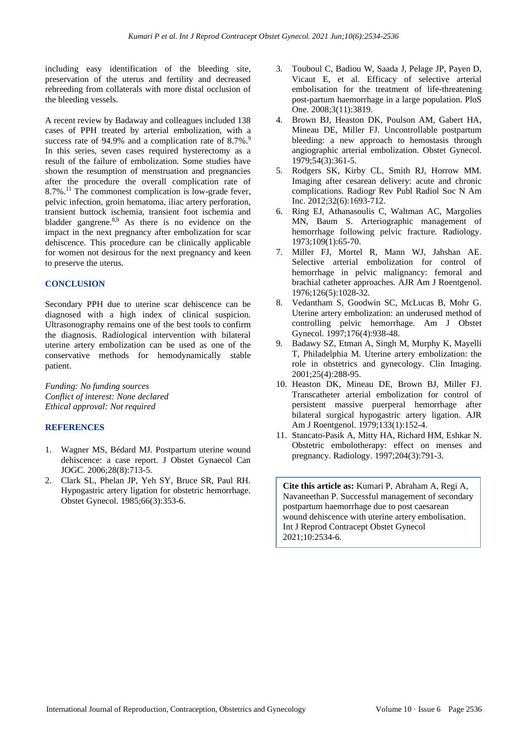including easy identification of the bleeding site, preservation of the uterus and fertility and decreased rebreeding from collaterals with more distal occlusion of the bleeding vessels.

A recent review by Badaway and colleagues included 138 cases of PPH treated by arterial embolization, with a success rate of 94.9% and a complication rate of 8.7%.[9] In this series, seven cases required hysterectomy as a result of the failure of embolization. Some studies have shown the resumption of menstruation and pregnancies after the procedure the overall complication rate of 8.7%.[11] The commonest complication is low-grade fever, pelvic infection, groin hematoma, iliac artery perforation, transient buttock ischemia, transient foot ischemia and bladder gangrene.[8,9] As there is no evidence on the impact in the next pregnancy after embolization for scar dehiscence. This procedure can be clinically applicable for women not desirous for the next pregnancy and keen to preserve the uterus.

## CONCLUSION

Secondary PPH due to uterine scar dehiscence can be diagnosed with a high index of clinical suspicion. Ultrasonography remains one of the best tools to confirm the diagnosis. Radiological intervention with bilateral uterine artery embolization can be used as one of the conservative methods for hemodynamically stable patient.

*Funding: No funding sources*
*Conflict of interest: None declared*
*Ethical approval: Not required*

## REFERENCES

1. Wagner MS, Bédard MJ. Postpartum uterine wound dehiscence: a case report. J Obstet Gynaecol Can JOGC. 2006;28(8):713-5.
2. Clark SL, Phelan JP, Yeh SY, Bruce SR, Paul RH. Hypogastric artery ligation for obstetric hemorrhage. Obstet Gynecol. 1985;66(3):353-6.
3. Touboul C, Badiou W, Saada J, Pelage JP, Payen D, Vicaut E, et al. Efficacy of selective arterial embolisation for the treatment of life-threatening post-partum haemorrhage in a large population. PloS One. 2008;3(11):3819.
4. Brown BJ, Heaston DK, Poulson AM, Gabert HA, Mineau DE, Miller FJ. Uncontrollable postpartum bleeding: a new approach to hemostasis through angiographic arterial embolization. Obstet Gynecol. 1979;54(3):361-5.
5. Rodgers SK, Kirby CL, Smith RJ, Horrow MM. Imaging after cesarean delivery: acute and chronic complications. Radiogr Rev Publ Radiol Soc N Am Inc. 2012;32(6):1693-712.
6. Ring EJ, Athanasoulis C, Waltman AC, Margolies MN, Baum S. Arteriographic management of hemorrhage following pelvic fracture. Radiology. 1973;109(1):65-70.
7. Miller FJ, Mortel R, Mann WJ, Jahshan AE. Selective arterial embolization for control of hemorrhage in pelvic malignancy: femoral and brachial catheter approaches. AJR Am J Roentgenol. 1976;126(5):1028-32.
8. Vedantham S, Goodwin SC, McLucas B, Mohr G. Uterine artery embolization: an underused method of controlling pelvic hemorrhage. Am J Obstet Gynecol. 1997;176(4):938-48.
9. Badawy SZ, Etman A, Singh M, Murphy K, Mayelli T, Philadelphia M. Uterine artery embolization: the role in obstetrics and gynecology. Clin Imaging. 2001;25(4):288-95.
10. Heaston DK, Mineau DE, Brown BJ, Miller FJ. Transcatheter arterial embolization for control of persistent massive puerperal hemorrhage after bilateral surgical hypogastric artery ligation. AJR Am J Roentgenol. 1979;133(1):152-4.
11. Stancato-Pasik A, Mitty HA, Richard HM, Eshkar N. Obstetric embolotherapy: effect on menses and pregnancy. Radiology. 1997;204(3):791-3.

**Cite this article as:** Kumari P, Abraham A, Regi A, Navaneethan P. Successful management of secondary postpartum haemorrhage due to post caesarean wound dehiscence with uterine artery embolization. Int J Reprod Contracept Obstet Gynecol 2021;10:2534-6.